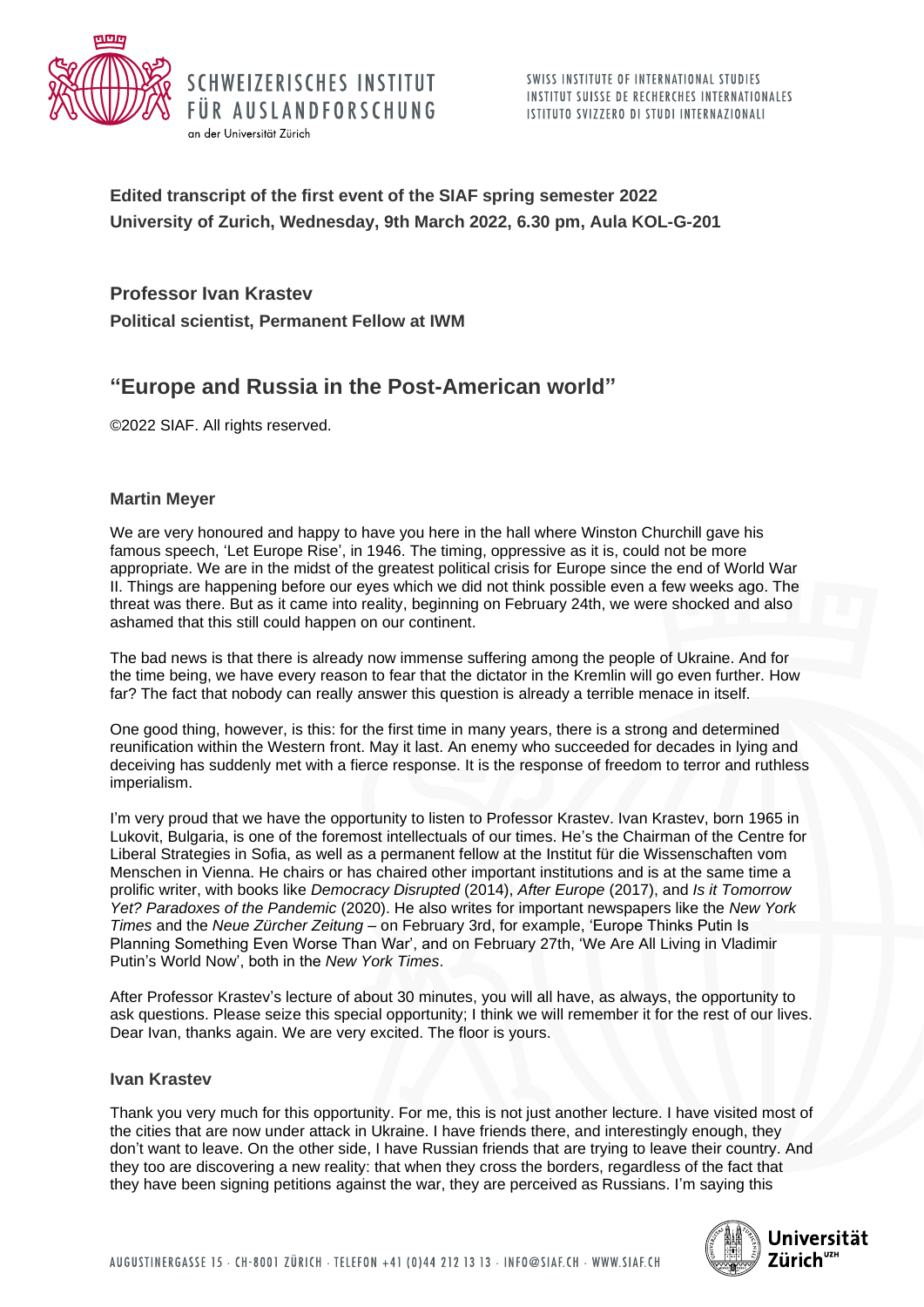**Edited transcript of the first event of the SIAF spring semester 2022**
**University of Zurich, Wednesday, 9th March 2022, 6.30 pm, Aula KOL-G-201**

**Professor Ivan Krastev**

**Political scientist, Permanent Fellow at IWM**

## "Europe and Russia in the Post-American world"

©2022 SIAF. All rights reserved.

### Martin Meyer

We are very honoured and happy to have you here in the hall where Winston Churchill gave his famous speech, 'Let Europe Rise', in 1946. The timing, oppressive as it is, could not be more appropriate. We are in the midst of the greatest political crisis for Europe since the end of World War II. Things are happening before our eyes which we did not think possible even a few weeks ago. The threat was there. But as it came into reality, beginning on February 24th, we were shocked and also ashamed that this still could happen on our continent.

The bad news is that there is already now immense suffering among the people of Ukraine. And for the time being, we have every reason to fear that the dictator in the Kremlin will go even further. How far? The fact that nobody can really answer this question is already a terrible menace in itself.

One good thing, however, is this: for the first time in many years, there is a strong and determined reunification within the Western front. May it last. An enemy who succeeded for decades in lying and deceiving has suddenly met with a fierce response. It is the response of freedom to terror and ruthless imperialism.

I'm very proud that we have the opportunity to listen to Professor Krastev. Ivan Krastev, born 1965 in Lukovit, Bulgaria, is one of the foremost intellectuals of our times. He's the Chairman of the Centre for Liberal Strategies in Sofia, as well as a permanent fellow at the Institut für die Wissenschaften vom Menschen in Vienna. He chairs or has chaired other important institutions and is at the same time a prolific writer, with books like *Democracy Disrupted* (2014), *After Europe* (2017), and *Is it Tomorrow Yet? Paradoxes of the Pandemic* (2020). He also writes for important newspapers like the *New York Times* and the *Neue Zürcher Zeitung* – on February 3rd, for example, 'Europe Thinks Putin Is Planning Something Even Worse Than War', and on February 27th, 'We Are All Living in Vladimir Putin's World Now', both in the *New York Times*.

After Professor Krastev's lecture of about 30 minutes, you will all have, as always, the opportunity to ask questions. Please seize this special opportunity; I think we will remember it for the rest of our lives. Dear Ivan, thanks again. We are very excited. The floor is yours.

### Ivan Krastev

Thank you very much for this opportunity. For me, this is not just another lecture. I have visited most of the cities that are now under attack in Ukraine. I have friends there, and interestingly enough, they don't want to leave. On the other side, I have Russian friends that are trying to leave their country. And they too are discovering a new reality: that when they cross the borders, regardless of the fact that they have been signing petitions against the war, they are perceived as Russians. I'm saying this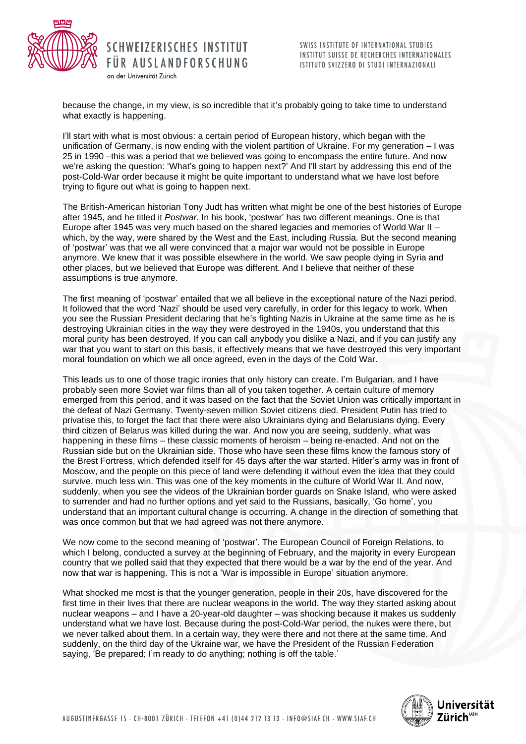because the change, in my view, is so incredible that it's probably going to take time to understand what exactly is happening.

I'll start with what is most obvious: a certain period of European history, which began with the unification of Germany, is now ending with the violent partition of Ukraine. For my generation – I was 25 in 1990 –this was a period that we believed was going to encompass the entire future. And now we're asking the question: 'What's going to happen next?' And I'll start by addressing this end of the post-Cold-War order because it might be quite important to understand what we have lost before trying to figure out what is going to happen next.

The British-American historian Tony Judt has written what might be one of the best histories of Europe after 1945, and he titled it *Postwar*. In his book, 'postwar' has two different meanings. One is that Europe after 1945 was very much based on the shared legacies and memories of World War II – which, by the way, were shared by the West and the East, including Russia. But the second meaning of 'postwar' was that we all were convinced that a major war would not be possible in Europe anymore. We knew that it was possible elsewhere in the world. We saw people dying in Syria and other places, but we believed that Europe was different. And I believe that neither of these assumptions is true anymore.

The first meaning of 'postwar' entailed that we all believe in the exceptional nature of the Nazi period. It followed that the word 'Nazi' should be used very carefully, in order for this legacy to work. When you see the Russian President declaring that he's fighting Nazis in Ukraine at the same time as he is destroying Ukrainian cities in the way they were destroyed in the 1940s, you understand that this moral purity has been destroyed. If you can call anybody you dislike a Nazi, and if you can justify any war that you want to start on this basis, it effectively means that we have destroyed this very important moral foundation on which we all once agreed, even in the days of the Cold War.

This leads us to one of those tragic ironies that only history can create. I'm Bulgarian, and I have probably seen more Soviet war films than all of you taken together. A certain culture of memory emerged from this period, and it was based on the fact that the Soviet Union was critically important in the defeat of Nazi Germany. Twenty-seven million Soviet citizens died. President Putin has tried to privatise this, to forget the fact that there were also Ukrainians dying and Belarusians dying. Every third citizen of Belarus was killed during the war. And now you are seeing, suddenly, what was happening in these films – these classic moments of heroism – being re-enacted. And not on the Russian side but on the Ukrainian side. Those who have seen these films know the famous story of the Brest Fortress, which defended itself for 45 days after the war started. Hitler's army was in front of Moscow, and the people on this piece of land were defending it without even the idea that they could survive, much less win. This was one of the key moments in the culture of World War II. And now, suddenly, when you see the videos of the Ukrainian border guards on Snake Island, who were asked to surrender and had no further options and yet said to the Russians, basically, 'Go home', you understand that an important cultural change is occurring. A change in the direction of something that was once common but that we had agreed was not there anymore.

We now come to the second meaning of 'postwar'. The European Council of Foreign Relations, to which I belong, conducted a survey at the beginning of February, and the majority in every European country that we polled said that they expected that there would be a war by the end of the year. And now that war is happening. This is not a 'War is impossible in Europe' situation anymore.

What shocked me most is that the younger generation, people in their 20s, have discovered for the first time in their lives that there are nuclear weapons in the world. The way they started asking about nuclear weapons – and I have a 20-year-old daughter – was shocking because it makes us suddenly understand what we have lost. Because during the post-Cold-War period, the nukes were there, but we never talked about them. In a certain way, they were there and not there at the same time. And suddenly, on the third day of the Ukraine war, we have the President of the Russian Federation saying, 'Be prepared; I'm ready to do anything; nothing is off the table.'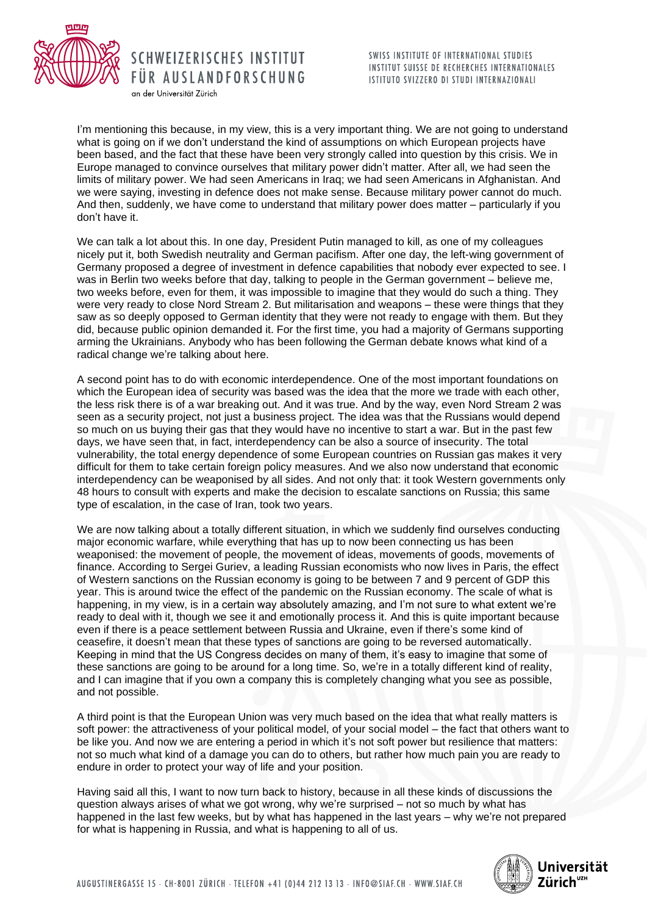I'm mentioning this because, in my view, this is a very important thing. We are not going to understand what is going on if we don't understand the kind of assumptions on which European projects have been based, and the fact that these have been very strongly called into question by this crisis. We in Europe managed to convince ourselves that military power didn't matter. After all, we had seen the limits of military power. We had seen Americans in Iraq; we had seen Americans in Afghanistan. And we were saying, investing in defence does not make sense. Because military power cannot do much. And then, suddenly, we have come to understand that military power does matter – particularly if you don't have it.

We can talk a lot about this. In one day, President Putin managed to kill, as one of my colleagues nicely put it, both Swedish neutrality and German pacifism. After one day, the left-wing government of Germany proposed a degree of investment in defence capabilities that nobody ever expected to see. I was in Berlin two weeks before that day, talking to people in the German government – believe me, two weeks before, even for them, it was impossible to imagine that they would do such a thing. They were very ready to close Nord Stream 2. But militarisation and weapons – these were things that they saw as so deeply opposed to German identity that they were not ready to engage with them. But they did, because public opinion demanded it. For the first time, you had a majority of Germans supporting arming the Ukrainians. Anybody who has been following the German debate knows what kind of a radical change we're talking about here.

A second point has to do with economic interdependence. One of the most important foundations on which the European idea of security was based was the idea that the more we trade with each other, the less risk there is of a war breaking out. And it was true. And by the way, even Nord Stream 2 was seen as a security project, not just a business project. The idea was that the Russians would depend so much on us buying their gas that they would have no incentive to start a war. But in the past few days, we have seen that, in fact, interdependency can be also a source of insecurity. The total vulnerability, the total energy dependence of some European countries on Russian gas makes it very difficult for them to take certain foreign policy measures. And we also now understand that economic interdependency can be weaponised by all sides. And not only that: it took Western governments only 48 hours to consult with experts and make the decision to escalate sanctions on Russia; this same type of escalation, in the case of Iran, took two years.

We are now talking about a totally different situation, in which we suddenly find ourselves conducting major economic warfare, while everything that has up to now been connecting us has been weaponised: the movement of people, the movement of ideas, movements of goods, movements of finance. According to Sergei Guriev, a leading Russian economists who now lives in Paris, the effect of Western sanctions on the Russian economy is going to be between 7 and 9 percent of GDP this year. This is around twice the effect of the pandemic on the Russian economy. The scale of what is happening, in my view, is in a certain way absolutely amazing, and I'm not sure to what extent we're ready to deal with it, though we see it and emotionally process it. And this is quite important because even if there is a peace settlement between Russia and Ukraine, even if there's some kind of ceasefire, it doesn't mean that these types of sanctions are going to be reversed automatically. Keeping in mind that the US Congress decides on many of them, it's easy to imagine that some of these sanctions are going to be around for a long time. So, we're in a totally different kind of reality, and I can imagine that if you own a company this is completely changing what you see as possible, and not possible.

A third point is that the European Union was very much based on the idea that what really matters is soft power: the attractiveness of your political model, of your social model – the fact that others want to be like you. And now we are entering a period in which it's not soft power but resilience that matters: not so much what kind of a damage you can do to others, but rather how much pain you are ready to endure in order to protect your way of life and your position.

Having said all this, I want to now turn back to history, because in all these kinds of discussions the question always arises of what we got wrong, why we're surprised – not so much by what has happened in the last few weeks, but by what has happened in the last years – why we're not prepared for what is happening in Russia, and what is happening to all of us.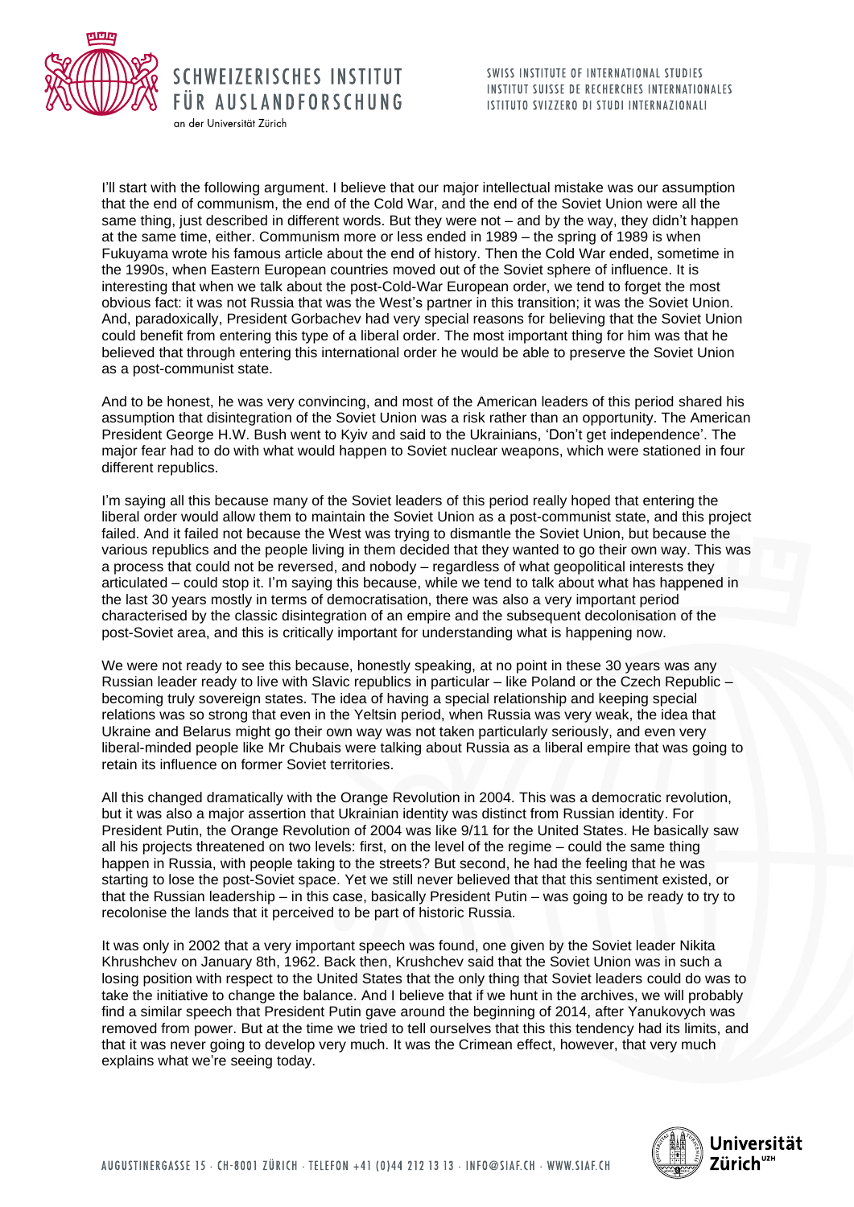I'll start with the following argument. I believe that our major intellectual mistake was our assumption that the end of communism, the end of the Cold War, and the end of the Soviet Union were all the same thing, just described in different words. But they were not – and by the way, they didn't happen at the same time, either. Communism more or less ended in 1989 – the spring of 1989 is when Fukuyama wrote his famous article about the end of history. Then the Cold War ended, sometime in the 1990s, when Eastern European countries moved out of the Soviet sphere of influence. It is interesting that when we talk about the post-Cold-War European order, we tend to forget the most obvious fact: it was not Russia that was the West's partner in this transition; it was the Soviet Union. And, paradoxically, President Gorbachev had very special reasons for believing that the Soviet Union could benefit from entering this type of a liberal order. The most important thing for him was that he believed that through entering this international order he would be able to preserve the Soviet Union as a post-communist state.

And to be honest, he was very convincing, and most of the American leaders of this period shared his assumption that disintegration of the Soviet Union was a risk rather than an opportunity. The American President George H.W. Bush went to Kyiv and said to the Ukrainians, 'Don't get independence'. The major fear had to do with what would happen to Soviet nuclear weapons, which were stationed in four different republics.

I'm saying all this because many of the Soviet leaders of this period really hoped that entering the liberal order would allow them to maintain the Soviet Union as a post-communist state, and this project failed. And it failed not because the West was trying to dismantle the Soviet Union, but because the various republics and the people living in them decided that they wanted to go their own way. This was a process that could not be reversed, and nobody – regardless of what geopolitical interests they articulated – could stop it. I'm saying this because, while we tend to talk about what has happened in the last 30 years mostly in terms of democratisation, there was also a very important period characterised by the classic disintegration of an empire and the subsequent decolonisation of the post-Soviet area, and this is critically important for understanding what is happening now.

We were not ready to see this because, honestly speaking, at no point in these 30 years was any Russian leader ready to live with Slavic republics in particular – like Poland or the Czech Republic – becoming truly sovereign states. The idea of having a special relationship and keeping special relations was so strong that even in the Yeltsin period, when Russia was very weak, the idea that Ukraine and Belarus might go their own way was not taken particularly seriously, and even very liberal-minded people like Mr Chubais were talking about Russia as a liberal empire that was going to retain its influence on former Soviet territories.

All this changed dramatically with the Orange Revolution in 2004. This was a democratic revolution, but it was also a major assertion that Ukrainian identity was distinct from Russian identity. For President Putin, the Orange Revolution of 2004 was like 9/11 for the United States. He basically saw all his projects threatened on two levels: first, on the level of the regime – could the same thing happen in Russia, with people taking to the streets? But second, he had the feeling that he was starting to lose the post-Soviet space. Yet we still never believed that that this sentiment existed, or that the Russian leadership – in this case, basically President Putin – was going to be ready to try to recolonise the lands that it perceived to be part of historic Russia.

It was only in 2002 that a very important speech was found, one given by the Soviet leader Nikita Khrushchev on January 8th, 1962. Back then, Krushchev said that the Soviet Union was in such a losing position with respect to the United States that the only thing that Soviet leaders could do was to take the initiative to change the balance. And I believe that if we hunt in the archives, we will probably find a similar speech that President Putin gave around the beginning of 2014, after Yanukovych was removed from power. But at the time we tried to tell ourselves that this this tendency had its limits, and that it was never going to develop very much. It was the Crimean effect, however, that very much explains what we're seeing today.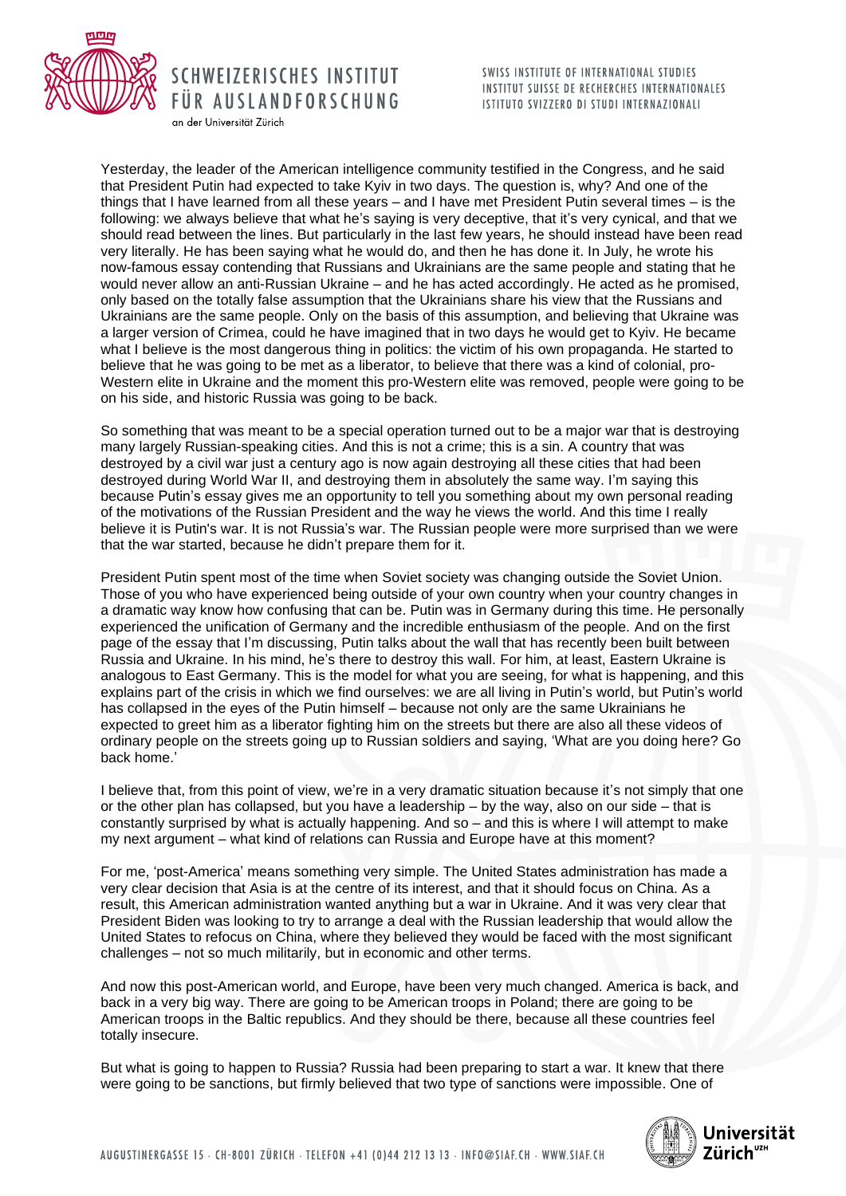Yesterday, the leader of the American intelligence community testified in the Congress, and he said that President Putin had expected to take Kyiv in two days. The question is, why? And one of the things that I have learned from all these years – and I have met President Putin several times – is the following: we always believe that what he's saying is very deceptive, that it's very cynical, and that we should read between the lines. But particularly in the last few years, he should instead have been read very literally. He has been saying what he would do, and then he has done it. In July, he wrote his now-famous essay contending that Russians and Ukrainians are the same people and stating that he would never allow an anti-Russian Ukraine – and he has acted accordingly. He acted as he promised, only based on the totally false assumption that the Ukrainians share his view that the Russians and Ukrainians are the same people. Only on the basis of this assumption, and believing that Ukraine was a larger version of Crimea, could he have imagined that in two days he would get to Kyiv. He became what I believe is the most dangerous thing in politics: the victim of his own propaganda. He started to believe that he was going to be met as a liberator, to believe that there was a kind of colonial, pro-Western elite in Ukraine and the moment this pro-Western elite was removed, people were going to be on his side, and historic Russia was going to be back.

So something that was meant to be a special operation turned out to be a major war that is destroying many largely Russian-speaking cities. And this is not a crime; this is a sin. A country that was destroyed by a civil war just a century ago is now again destroying all these cities that had been destroyed during World War II, and destroying them in absolutely the same way. I'm saying this because Putin's essay gives me an opportunity to tell you something about my own personal reading of the motivations of the Russian President and the way he views the world. And this time I really believe it is Putin's war. It is not Russia's war. The Russian people were more surprised than we were that the war started, because he didn't prepare them for it.

President Putin spent most of the time when Soviet society was changing outside the Soviet Union. Those of you who have experienced being outside of your own country when your country changes in a dramatic way know how confusing that can be. Putin was in Germany during this time. He personally experienced the unification of Germany and the incredible enthusiasm of the people. And on the first page of the essay that I'm discussing, Putin talks about the wall that has recently been built between Russia and Ukraine. In his mind, he's there to destroy this wall. For him, at least, Eastern Ukraine is analogous to East Germany. This is the model for what you are seeing, for what is happening, and this explains part of the crisis in which we find ourselves: we are all living in Putin's world, but Putin's world has collapsed in the eyes of the Putin himself – because not only are the same Ukrainians he expected to greet him as a liberator fighting him on the streets but there are also all these videos of ordinary people on the streets going up to Russian soldiers and saying, 'What are you doing here? Go back home.'

I believe that, from this point of view, we're in a very dramatic situation because it's not simply that one or the other plan has collapsed, but you have a leadership – by the way, also on our side – that is constantly surprised by what is actually happening. And so – and this is where I will attempt to make my next argument – what kind of relations can Russia and Europe have at this moment?

For me, 'post-America' means something very simple. The United States administration has made a very clear decision that Asia is at the centre of its interest, and that it should focus on China. As a result, this American administration wanted anything but a war in Ukraine. And it was very clear that President Biden was looking to try to arrange a deal with the Russian leadership that would allow the United States to refocus on China, where they believed they would be faced with the most significant challenges – not so much militarily, but in economic and other terms.

And now this post-American world, and Europe, have been very much changed. America is back, and back in a very big way. There are going to be American troops in Poland; there are going to be American troops in the Baltic republics. And they should be there, because all these countries feel totally insecure.

But what is going to happen to Russia? Russia had been preparing to start a war. It knew that there were going to be sanctions, but firmly believed that two type of sanctions were impossible. One of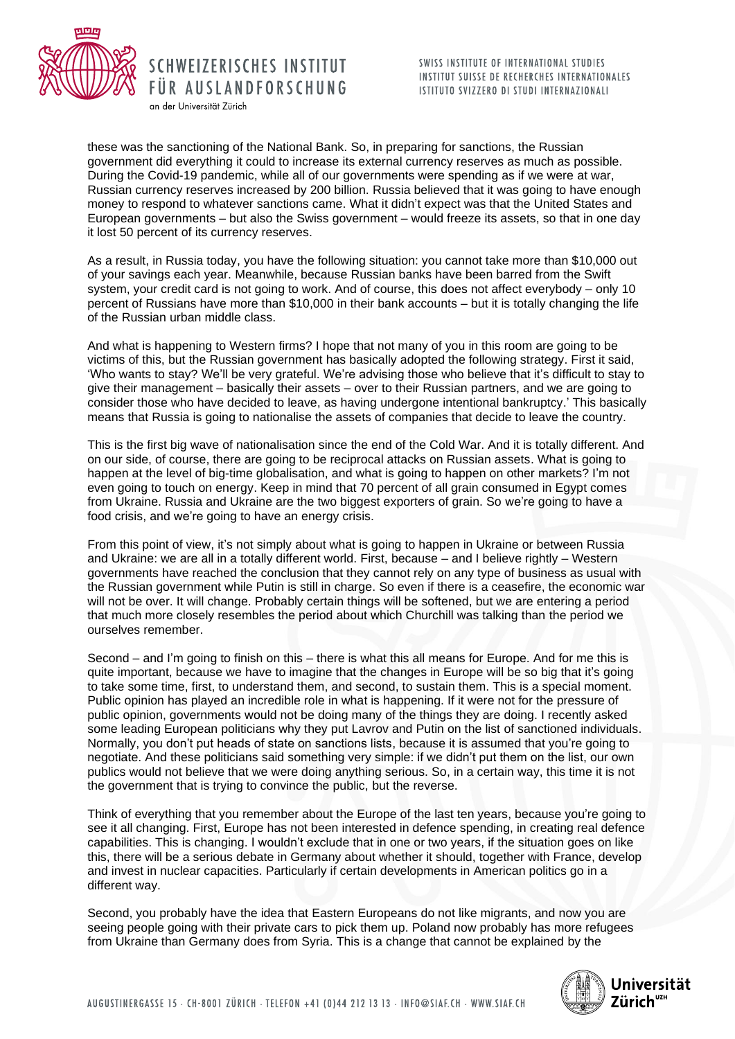these was the sanctioning of the National Bank. So, in preparing for sanctions, the Russian government did everything it could to increase its external currency reserves as much as possible. During the Covid-19 pandemic, while all of our governments were spending as if we were at war, Russian currency reserves increased by 200 billion. Russia believed that it was going to have enough money to respond to whatever sanctions came. What it didn't expect was that the United States and European governments – but also the Swiss government – would freeze its assets, so that in one day it lost 50 percent of its currency reserves.

As a result, in Russia today, you have the following situation: you cannot take more than $10,000 out of your savings each year. Meanwhile, because Russian banks have been barred from the Swift system, your credit card is not going to work. And of course, this does not affect everybody – only 10 percent of Russians have more than $10,000 in their bank accounts – but it is totally changing the life of the Russian urban middle class.

And what is happening to Western firms? I hope that not many of you in this room are going to be victims of this, but the Russian government has basically adopted the following strategy. First it said, 'Who wants to stay? We'll be very grateful. We're advising those who believe that it's difficult to stay to give their management – basically their assets – over to their Russian partners, and we are going to consider those who have decided to leave, as having undergone intentional bankruptcy.' This basically means that Russia is going to nationalise the assets of companies that decide to leave the country.

This is the first big wave of nationalisation since the end of the Cold War. And it is totally different. And on our side, of course, there are going to be reciprocal attacks on Russian assets. What is going to happen at the level of big-time globalisation, and what is going to happen on other markets? I'm not even going to touch on energy. Keep in mind that 70 percent of all grain consumed in Egypt comes from Ukraine. Russia and Ukraine are the two biggest exporters of grain. So we're going to have a food crisis, and we're going to have an energy crisis.

From this point of view, it's not simply about what is going to happen in Ukraine or between Russia and Ukraine: we are all in a totally different world. First, because – and I believe rightly – Western governments have reached the conclusion that they cannot rely on any type of business as usual with the Russian government while Putin is still in charge. So even if there is a ceasefire, the economic war will not be over. It will change. Probably certain things will be softened, but we are entering a period that much more closely resembles the period about which Churchill was talking than the period we ourselves remember.

Second – and I'm going to finish on this – there is what this all means for Europe. And for me this is quite important, because we have to imagine that the changes in Europe will be so big that it's going to take some time, first, to understand them, and second, to sustain them. This is a special moment. Public opinion has played an incredible role in what is happening. If it were not for the pressure of public opinion, governments would not be doing many of the things they are doing. I recently asked some leading European politicians why they put Lavrov and Putin on the list of sanctioned individuals. Normally, you don't put heads of state on sanctions lists, because it is assumed that you're going to negotiate. And these politicians said something very simple: if we didn't put them on the list, our own publics would not believe that we were doing anything serious. So, in a certain way, this time it is not the government that is trying to convince the public, but the reverse.

Think of everything that you remember about the Europe of the last ten years, because you're going to see it all changing. First, Europe has not been interested in defence spending, in creating real defence capabilities. This is changing. I wouldn't exclude that in one or two years, if the situation goes on like this, there will be a serious debate in Germany about whether it should, together with France, develop and invest in nuclear capacities. Particularly if certain developments in American politics go in a different way.

Second, you probably have the idea that Eastern Europeans do not like migrants, and now you are seeing people going with their private cars to pick them up. Poland now probably has more refugees from Ukraine than Germany does from Syria. This is a change that cannot be explained by the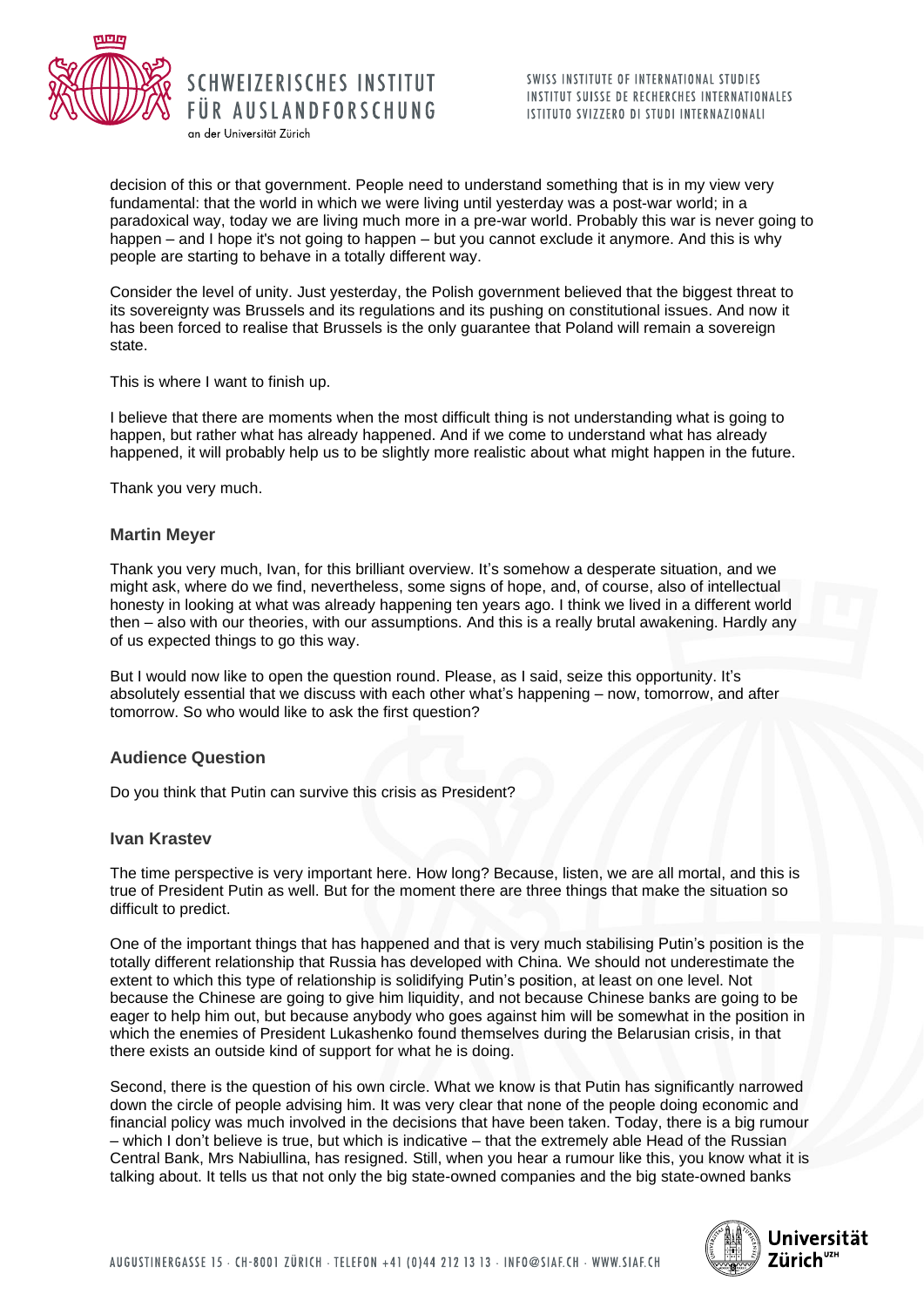decision of this or that government. People need to understand something that is in my view very fundamental: that the world in which we were living until yesterday was a post-war world; in a paradoxical way, today we are living much more in a pre-war world. Probably this war is never going to happen – and I hope it's not going to happen – but you cannot exclude it anymore. And this is why people are starting to behave in a totally different way.

Consider the level of unity. Just yesterday, the Polish government believed that the biggest threat to its sovereignty was Brussels and its regulations and its pushing on constitutional issues. And now it has been forced to realise that Brussels is the only guarantee that Poland will remain a sovereign state.

This is where I want to finish up.

I believe that there are moments when the most difficult thing is not understanding what is going to happen, but rather what has already happened. And if we come to understand what has already happened, it will probably help us to be slightly more realistic about what might happen in the future.

Thank you very much.

### Martin Meyer

Thank you very much, Ivan, for this brilliant overview. It's somehow a desperate situation, and we might ask, where do we find, nevertheless, some signs of hope, and, of course, also of intellectual honesty in looking at what was already happening ten years ago. I think we lived in a different world then – also with our theories, with our assumptions. And this is a really brutal awakening. Hardly any of us expected things to go this way.

But I would now like to open the question round. Please, as I said, seize this opportunity. It's absolutely essential that we discuss with each other what's happening – now, tomorrow, and after tomorrow. So who would like to ask the first question?

### Audience Question

Do you think that Putin can survive this crisis as President?

### Ivan Krastev

The time perspective is very important here. How long? Because, listen, we are all mortal, and this is true of President Putin as well. But for the moment there are three things that make the situation so difficult to predict.

One of the important things that has happened and that is very much stabilising Putin's position is the totally different relationship that Russia has developed with China. We should not underestimate the extent to which this type of relationship is solidifying Putin's position, at least on one level. Not because the Chinese are going to give him liquidity, and not because Chinese banks are going to be eager to help him out, but because anybody who goes against him will be somewhat in the position in which the enemies of President Lukashenko found themselves during the Belarusian crisis, in that there exists an outside kind of support for what he is doing.

Second, there is the question of his own circle. What we know is that Putin has significantly narrowed down the circle of people advising him. It was very clear that none of the people doing economic and financial policy was much involved in the decisions that have been taken. Today, there is a big rumour – which I don't believe is true, but which is indicative – that the extremely able Head of the Russian Central Bank, Mrs Nabiullina, has resigned. Still, when you hear a rumour like this, you know what it is talking about. It tells us that not only the big state-owned companies and the big state-owned banks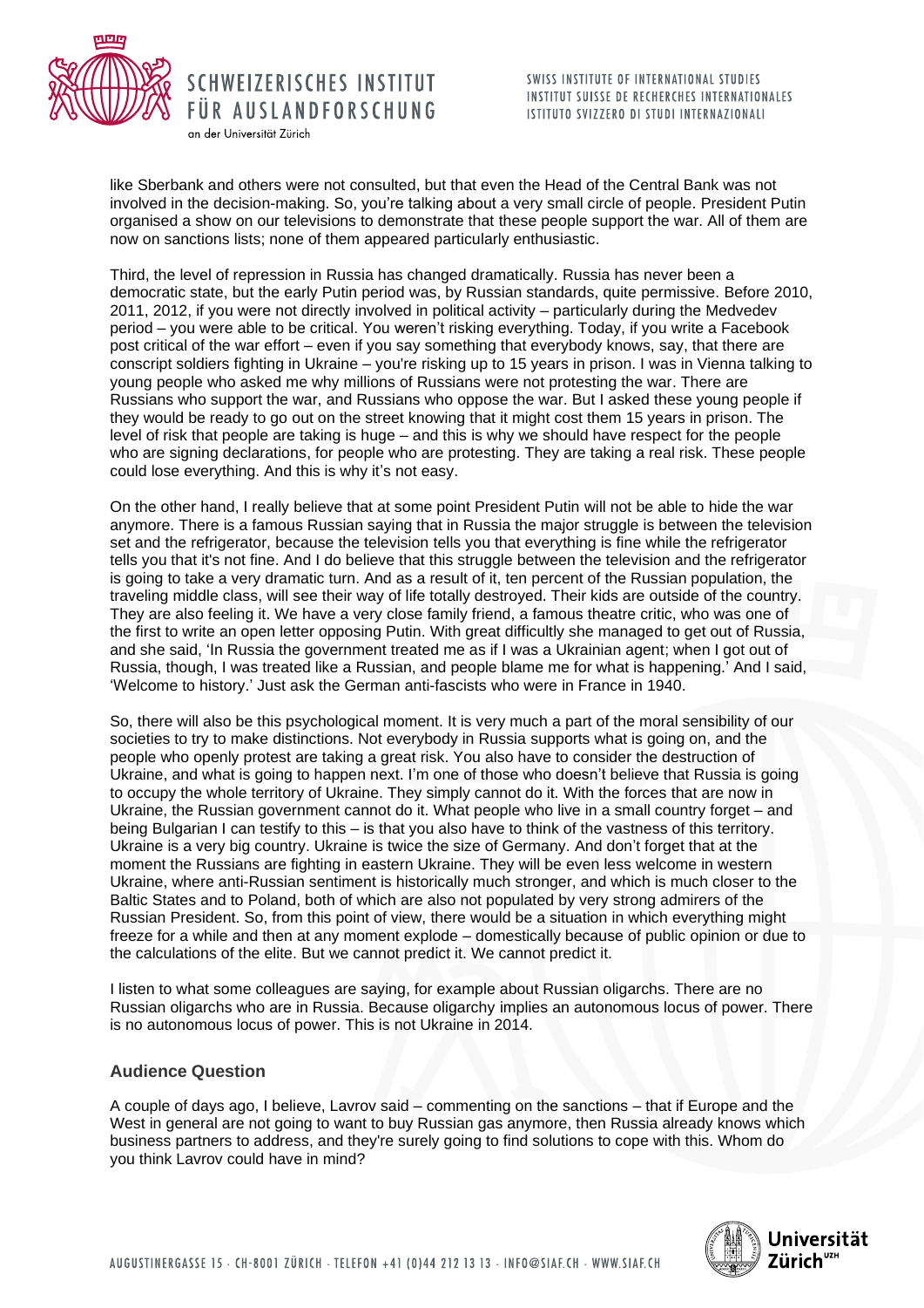like Sberbank and others were not consulted, but that even the Head of the Central Bank was not involved in the decision-making. So, you're talking about a very small circle of people. President Putin organised a show on our televisions to demonstrate that these people support the war. All of them are now on sanctions lists; none of them appeared particularly enthusiastic.

Third, the level of repression in Russia has changed dramatically. Russia has never been a democratic state, but the early Putin period was, by Russian standards, quite permissive. Before 2010, 2011, 2012, if you were not directly involved in political activity – particularly during the Medvedev period – you were able to be critical. You weren't risking everything. Today, if you write a Facebook post critical of the war effort – even if you say something that everybody knows, say, that there are conscript soldiers fighting in Ukraine – you're risking up to 15 years in prison. I was in Vienna talking to young people who asked me why millions of Russians were not protesting the war. There are Russians who support the war, and Russians who oppose the war. But I asked these young people if they would be ready to go out on the street knowing that it might cost them 15 years in prison. The level of risk that people are taking is huge – and this is why we should have respect for the people who are signing declarations, for people who are protesting. They are taking a real risk. These people could lose everything. And this is why it's not easy.

On the other hand, I really believe that at some point President Putin will not be able to hide the war anymore. There is a famous Russian saying that in Russia the major struggle is between the television set and the refrigerator, because the television tells you that everything is fine while the refrigerator tells you that it's not fine. And I do believe that this struggle between the television and the refrigerator is going to take a very dramatic turn. And as a result of it, ten percent of the Russian population, the traveling middle class, will see their way of life totally destroyed. Their kids are outside of the country. They are also feeling it. We have a very close family friend, a famous theatre critic, who was one of the first to write an open letter opposing Putin. With great difficultly she managed to get out of Russia, and she said, 'In Russia the government treated me as if I was a Ukrainian agent; when I got out of Russia, though, I was treated like a Russian, and people blame me for what is happening.' And I said, 'Welcome to history.' Just ask the German anti-fascists who were in France in 1940.

So, there will also be this psychological moment. It is very much a part of the moral sensibility of our societies to try to make distinctions. Not everybody in Russia supports what is going on, and the people who openly protest are taking a great risk. You also have to consider the destruction of Ukraine, and what is going to happen next. I'm one of those who doesn't believe that Russia is going to occupy the whole territory of Ukraine. They simply cannot do it. With the forces that are now in Ukraine, the Russian government cannot do it. What people who live in a small country forget – and being Bulgarian I can testify to this – is that you also have to think of the vastness of this territory. Ukraine is a very big country. Ukraine is twice the size of Germany. And don't forget that at the moment the Russians are fighting in eastern Ukraine. They will be even less welcome in western Ukraine, where anti-Russian sentiment is historically much stronger, and which is much closer to the Baltic States and to Poland, both of which are also not populated by very strong admirers of the Russian President. So, from this point of view, there would be a situation in which everything might freeze for a while and then at any moment explode – domestically because of public opinion or due to the calculations of the elite. But we cannot predict it. We cannot predict it.

I listen to what some colleagues are saying, for example about Russian oligarchs. There are no Russian oligarchs who are in Russia. Because oligarchy implies an autonomous locus of power. There is no autonomous locus of power. This is not Ukraine in 2014.

### Audience Question

A couple of days ago, I believe, Lavrov said – commenting on the sanctions – that if Europe and the West in general are not going to want to buy Russian gas anymore, then Russia already knows which business partners to address, and they're surely going to find solutions to cope with this. Whom do you think Lavrov could have in mind?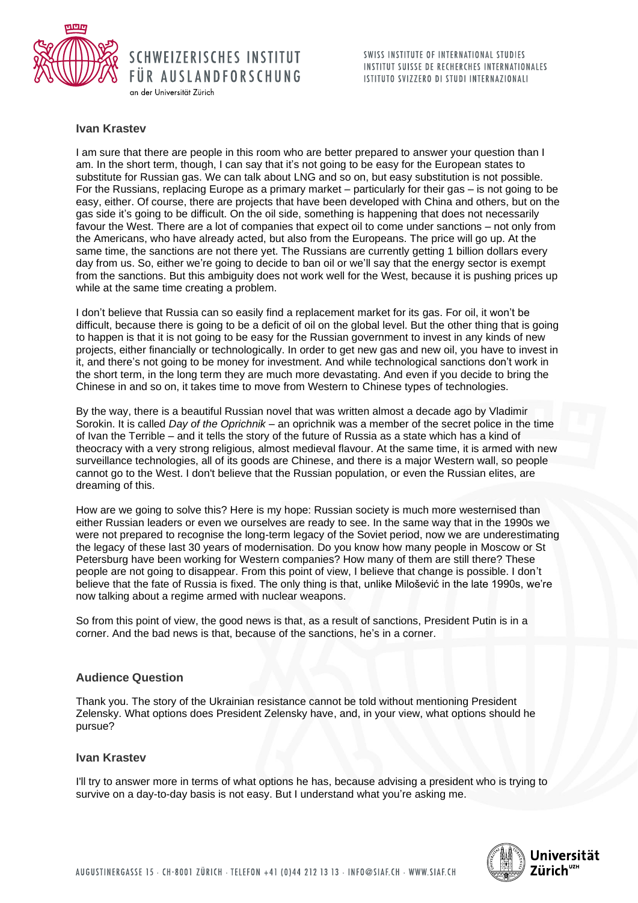**Ivan Krastev**

I am sure that there are people in this room who are better prepared to answer your question than I am. In the short term, though, I can say that it's not going to be easy for the European states to substitute for Russian gas. We can talk about LNG and so on, but easy substitution is not possible. For the Russians, replacing Europe as a primary market – particularly for their gas – is not going to be easy, either. Of course, there are projects that have been developed with China and others, but on the gas side it's going to be difficult. On the oil side, something is happening that does not necessarily favour the West. There are a lot of companies that expect oil to come under sanctions – not only from the Americans, who have already acted, but also from the Europeans. The price will go up. At the same time, the sanctions are not there yet. The Russians are currently getting 1 billion dollars every day from us. So, either we're going to decide to ban oil or we'll say that the energy sector is exempt from the sanctions. But this ambiguity does not work well for the West, because it is pushing prices up while at the same time creating a problem.

I don't believe that Russia can so easily find a replacement market for its gas. For oil, it won't be difficult, because there is going to be a deficit of oil on the global level. But the other thing that is going to happen is that it is not going to be easy for the Russian government to invest in any kinds of new projects, either financially or technologically. In order to get new gas and new oil, you have to invest in it, and there's not going to be money for investment. And while technological sanctions don't work in the short term, in the long term they are much more devastating. And even if you decide to bring the Chinese in and so on, it takes time to move from Western to Chinese types of technologies.

By the way, there is a beautiful Russian novel that was written almost a decade ago by Vladimir Sorokin. It is called *Day of the Oprichnik* – an oprichnik was a member of the secret police in the time of Ivan the Terrible – and it tells the story of the future of Russia as a state which has a kind of theocracy with a very strong religious, almost medieval flavour. At the same time, it is armed with new surveillance technologies, all of its goods are Chinese, and there is a major Western wall, so people cannot go to the West. I don't believe that the Russian population, or even the Russian elites, are dreaming of this.

How are we going to solve this? Here is my hope: Russian society is much more westernised than either Russian leaders or even we ourselves are ready to see. In the same way that in the 1990s we were not prepared to recognise the long-term legacy of the Soviet period, now we are underestimating the legacy of these last 30 years of modernisation. Do you know how many people in Moscow or St Petersburg have been working for Western companies? How many of them are still there? These people are not going to disappear. From this point of view, I believe that change is possible. I don't believe that the fate of Russia is fixed. The only thing is that, unlike Milošević in the late 1990s, we're now talking about a regime armed with nuclear weapons.

So from this point of view, the good news is that, as a result of sanctions, President Putin is in a corner. And the bad news is that, because of the sanctions, he's in a corner.

**Audience Question**

Thank you. The story of the Ukrainian resistance cannot be told without mentioning President Zelensky. What options does President Zelensky have, and, in your view, what options should he pursue?

**Ivan Krastev**

I'll try to answer more in terms of what options he has, because advising a president who is trying to survive on a day-to-day basis is not easy. But I understand what you're asking me.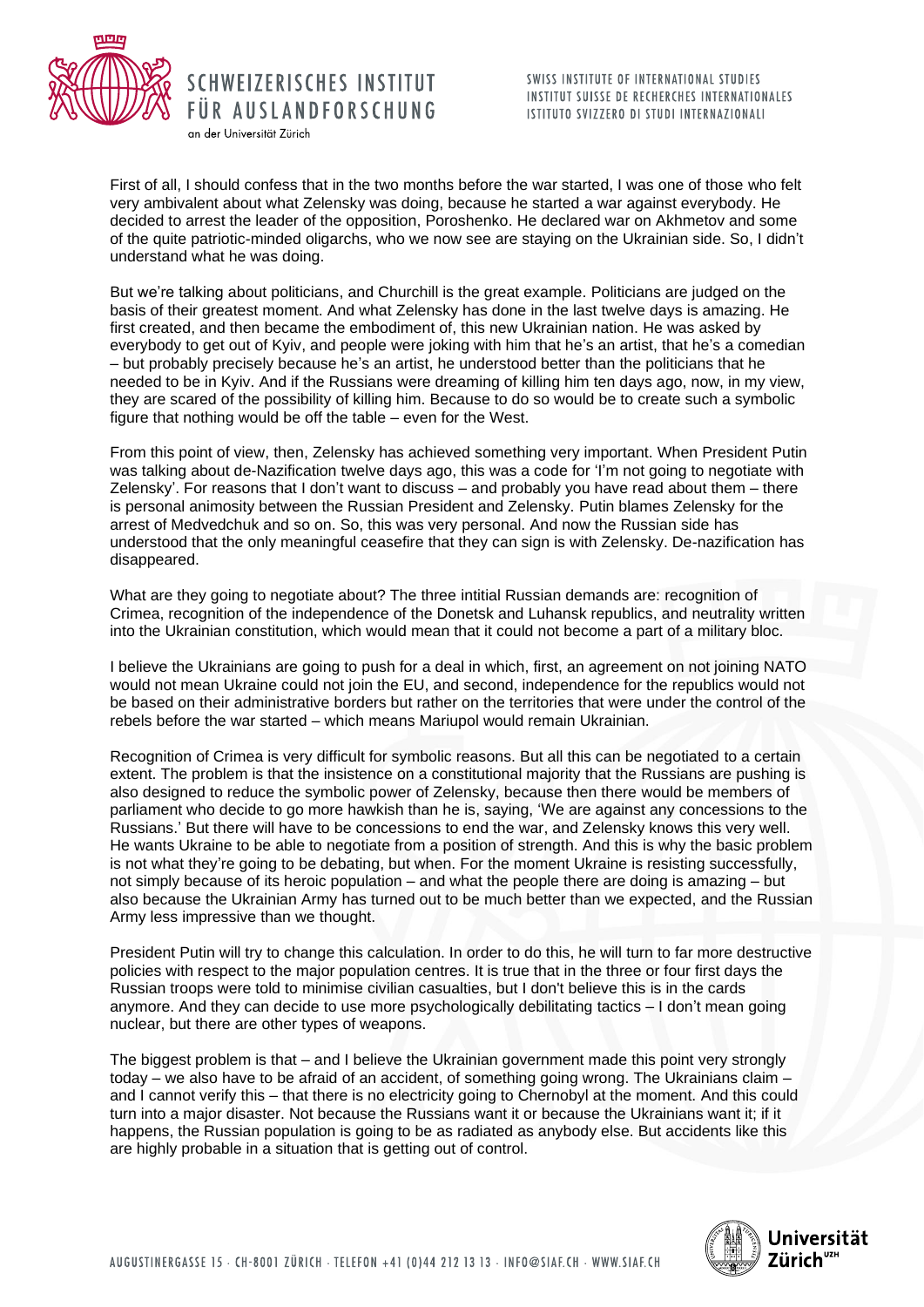First of all, I should confess that in the two months before the war started, I was one of those who felt very ambivalent about what Zelensky was doing, because he started a war against everybody. He decided to arrest the leader of the opposition, Poroshenko. He declared war on Akhmetov and some of the quite patriotic-minded oligarchs, who we now see are staying on the Ukrainian side. So, I didn't understand what he was doing.

But we're talking about politicians, and Churchill is the great example. Politicians are judged on the basis of their greatest moment. And what Zelensky has done in the last twelve days is amazing. He first created, and then became the embodiment of, this new Ukrainian nation. He was asked by everybody to get out of Kyiv, and people were joking with him that he's an artist, that he's a comedian – but probably precisely because he's an artist, he understood better than the politicians that he needed to be in Kyiv. And if the Russians were dreaming of killing him ten days ago, now, in my view, they are scared of the possibility of killing him. Because to do so would be to create such a symbolic figure that nothing would be off the table – even for the West.

From this point of view, then, Zelensky has achieved something very important. When President Putin was talking about de-Nazification twelve days ago, this was a code for 'I'm not going to negotiate with Zelensky'. For reasons that I don't want to discuss – and probably you have read about them – there is personal animosity between the Russian President and Zelensky. Putin blames Zelensky for the arrest of Medvedchuk and so on. So, this was very personal. And now the Russian side has understood that the only meaningful ceasefire that they can sign is with Zelensky. De-nazification has disappeared.

What are they going to negotiate about? The three intitial Russian demands are: recognition of Crimea, recognition of the independence of the Donetsk and Luhansk republics, and neutrality written into the Ukrainian constitution, which would mean that it could not become a part of a military bloc.

I believe the Ukrainians are going to push for a deal in which, first, an agreement on not joining NATO would not mean Ukraine could not join the EU, and second, independence for the republics would not be based on their administrative borders but rather on the territories that were under the control of the rebels before the war started – which means Mariupol would remain Ukrainian.

Recognition of Crimea is very difficult for symbolic reasons. But all this can be negotiated to a certain extent. The problem is that the insistence on a constitutional majority that the Russians are pushing is also designed to reduce the symbolic power of Zelensky, because then there would be members of parliament who decide to go more hawkish than he is, saying, 'We are against any concessions to the Russians.' But there will have to be concessions to end the war, and Zelensky knows this very well. He wants Ukraine to be able to negotiate from a position of strength. And this is why the basic problem is not what they're going to be debating, but when. For the moment Ukraine is resisting successfully, not simply because of its heroic population – and what the people there are doing is amazing – but also because the Ukrainian Army has turned out to be much better than we expected, and the Russian Army less impressive than we thought.

President Putin will try to change this calculation. In order to do this, he will turn to far more destructive policies with respect to the major population centres. It is true that in the three or four first days the Russian troops were told to minimise civilian casualties, but I don't believe this is in the cards anymore. And they can decide to use more psychologically debilitating tactics – I don't mean going nuclear, but there are other types of weapons.

The biggest problem is that – and I believe the Ukrainian government made this point very strongly today – we also have to be afraid of an accident, of something going wrong. The Ukrainians claim – and I cannot verify this – that there is no electricity going to Chernobyl at the moment. And this could turn into a major disaster. Not because the Russians want it or because the Ukrainians want it; if it happens, the Russian population is going to be as radiated as anybody else. But accidents like this are highly probable in a situation that is getting out of control.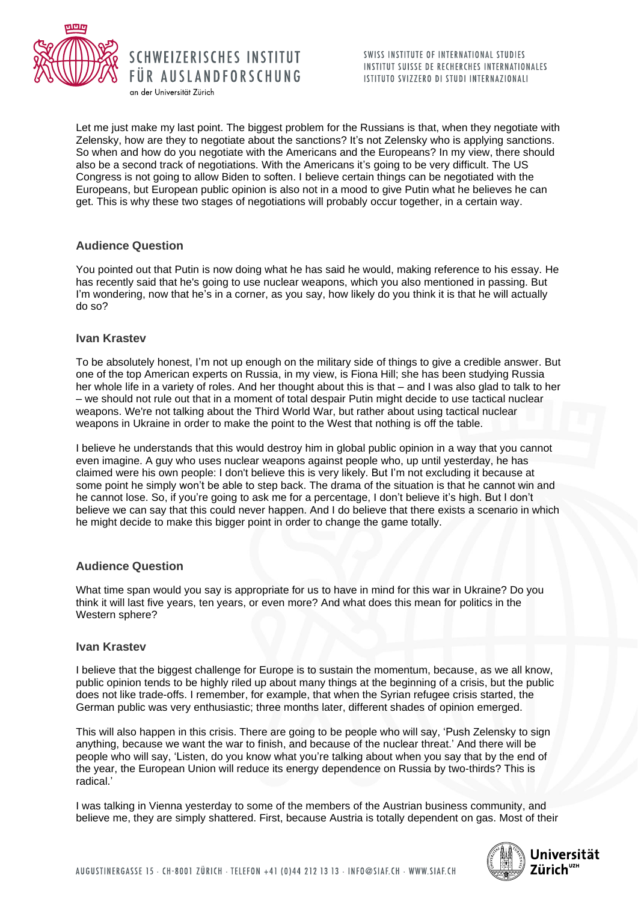Let me just make my last point. The biggest problem for the Russians is that, when they negotiate with Zelensky, how are they to negotiate about the sanctions? It's not Zelensky who is applying sanctions. So when and how do you negotiate with the Americans and the Europeans? In my view, there should also be a second track of negotiations. With the Americans it's going to be very difficult. The US Congress is not going to allow Biden to soften. I believe certain things can be negotiated with the Europeans, but European public opinion is also not in a mood to give Putin what he believes he can get. This is why these two stages of negotiations will probably occur together, in a certain way.

### Audience Question

You pointed out that Putin is now doing what he has said he would, making reference to his essay. He has recently said that he's going to use nuclear weapons, which you also mentioned in passing. But I'm wondering, now that he's in a corner, as you say, how likely do you think it is that he will actually do so?

### Ivan Krastev

To be absolutely honest, I'm not up enough on the military side of things to give a credible answer. But one of the top American experts on Russia, in my view, is Fiona Hill; she has been studying Russia her whole life in a variety of roles. And her thought about this is that – and I was also glad to talk to her – we should not rule out that in a moment of total despair Putin might decide to use tactical nuclear weapons. We're not talking about the Third World War, but rather about using tactical nuclear weapons in Ukraine in order to make the point to the West that nothing is off the table.

I believe he understands that this would destroy him in global public opinion in a way that you cannot even imagine. A guy who uses nuclear weapons against people who, up until yesterday, he has claimed were his own people: I don't believe this is very likely. But I'm not excluding it because at some point he simply won't be able to step back. The drama of the situation is that he cannot win and he cannot lose. So, if you're going to ask me for a percentage, I don't believe it's high. But I don't believe we can say that this could never happen. And I do believe that there exists a scenario in which he might decide to make this bigger point in order to change the game totally.

### Audience Question

What time span would you say is appropriate for us to have in mind for this war in Ukraine? Do you think it will last five years, ten years, or even more? And what does this mean for politics in the Western sphere?

### Ivan Krastev

I believe that the biggest challenge for Europe is to sustain the momentum, because, as we all know, public opinion tends to be highly riled up about many things at the beginning of a crisis, but the public does not like trade-offs. I remember, for example, that when the Syrian refugee crisis started, the German public was very enthusiastic; three months later, different shades of opinion emerged.

This will also happen in this crisis. There are going to be people who will say, 'Push Zelensky to sign anything, because we want the war to finish, and because of the nuclear threat.' And there will be people who will say, 'Listen, do you know what you're talking about when you say that by the end of the year, the European Union will reduce its energy dependence on Russia by two-thirds? This is radical.'

I was talking in Vienna yesterday to some of the members of the Austrian business community, and believe me, they are simply shattered. First, because Austria is totally dependent on gas. Most of their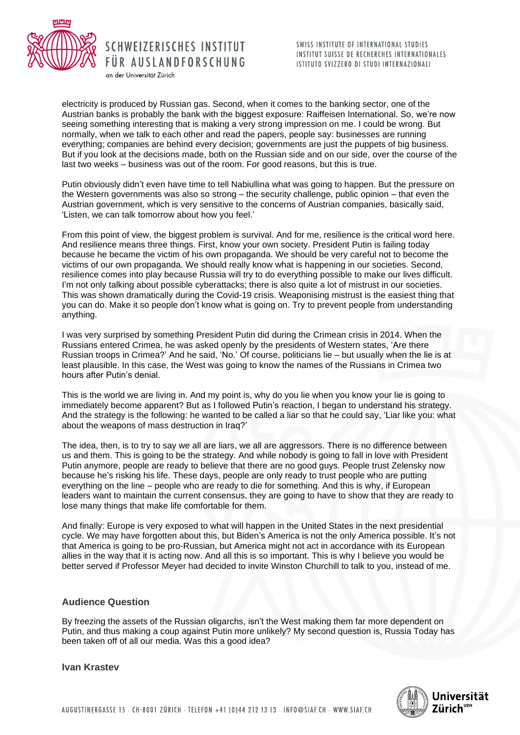electricity is produced by Russian gas. Second, when it comes to the banking sector, one of the Austrian banks is probably the bank with the biggest exposure: Raiffeisen International. So, we're now seeing something interesting that is making a very strong impression on me. I could be wrong. But normally, when we talk to each other and read the papers, people say: businesses are running everything; companies are behind every decision; governments are just the puppets of big business. But if you look at the decisions made, both on the Russian side and on our side, over the course of the last two weeks – business was out of the room. For good reasons, but this is true.

Putin obviously didn't even have time to tell Nabiullina what was going to happen. But the pressure on the Western governments was also so strong – the security challenge, public opinion – that even the Austrian government, which is very sensitive to the concerns of Austrian companies, basically said, 'Listen, we can talk tomorrow about how you feel.'

From this point of view, the biggest problem is survival. And for me, resilience is the critical word here. And resilience means three things. First, know your own society. President Putin is failing today because he became the victim of his own propaganda. We should be very careful not to become the victims of our own propaganda. We should really know what is happening in our societies. Second, resilience comes into play because Russia will try to do everything possible to make our lives difficult. I'm not only talking about possible cyberattacks; there is also quite a lot of mistrust in our societies. This was shown dramatically during the Covid-19 crisis. Weaponising mistrust is the easiest thing that you can do. Make it so people don't know what is going on. Try to prevent people from understanding anything.

I was very surprised by something President Putin did during the Crimean crisis in 2014. When the Russians entered Crimea, he was asked openly by the presidents of Western states, 'Are there Russian troops in Crimea?' And he said, 'No.' Of course, politicians lie – but usually when the lie is at least plausible. In this case, the West was going to know the names of the Russians in Crimea two hours after Putin's denial.

This is the world we are living in. And my point is, why do you lie when you know your lie is going to immediately become apparent? But as I followed Putin's reaction, I began to understand his strategy. And the strategy is the following: he wanted to be called a liar so that he could say, 'Liar like you: what about the weapons of mass destruction in Iraq?'

The idea, then, is to try to say we all are liars, we all are aggressors. There is no difference between us and them. This is going to be the strategy. And while nobody is going to fall in love with President Putin anymore, people are ready to believe that there are no good guys. People trust Zelensky now because he's risking his life. These days, people are only ready to trust people who are putting everything on the line – people who are ready to die for something. And this is why, if European leaders want to maintain the current consensus, they are going to have to show that they are ready to lose many things that make life comfortable for them.

And finally: Europe is very exposed to what will happen in the United States in the next presidential cycle. We may have forgotten about this, but Biden's America is not the only America possible. It's not that America is going to be pro-Russian, but America might not act in accordance with its European allies in the way that it is acting now. And all this is so important. This is why I believe you would be better served if Professor Meyer had decided to invite Winston Churchill to talk to you, instead of me.

### Audience Question

By freezing the assets of the Russian oligarchs, isn't the West making them far more dependent on Putin, and thus making a coup against Putin more unlikely? My second question is, Russia Today has been taken off of all our media. Was this a good idea?

**Ivan Krastev**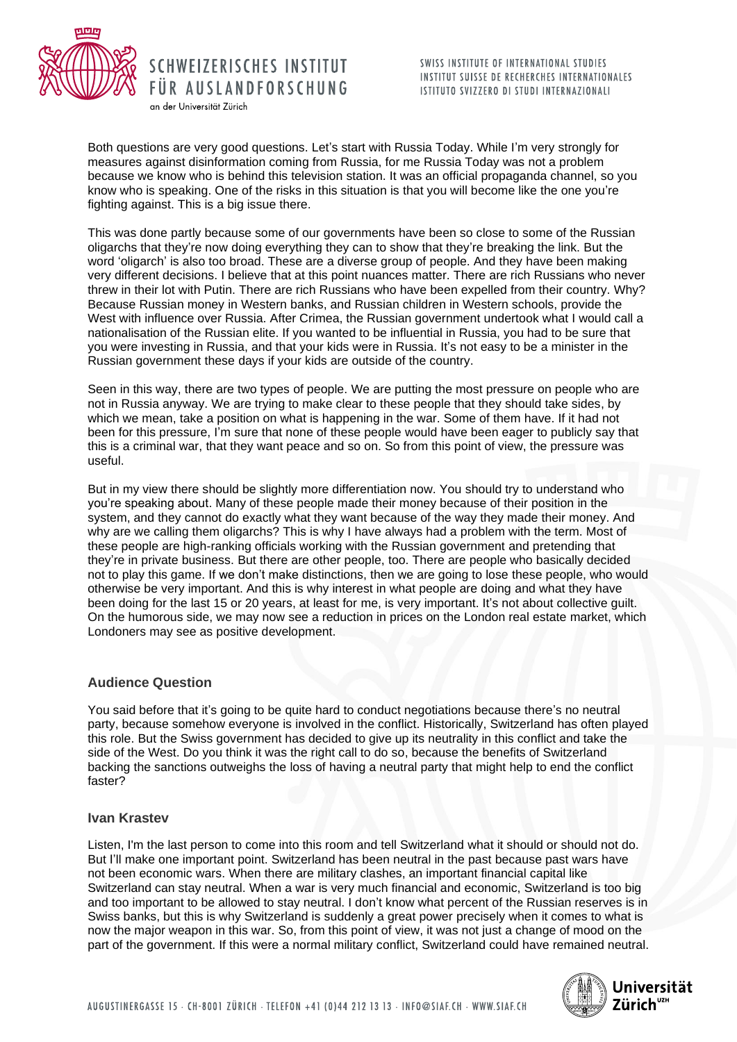Both questions are very good questions. Let's start with Russia Today. While I'm very strongly for measures against disinformation coming from Russia, for me Russia Today was not a problem because we know who is behind this television station. It was an official propaganda channel, so you know who is speaking. One of the risks in this situation is that you will become like the one you're fighting against. This is a big issue there.

This was done partly because some of our governments have been so close to some of the Russian oligarchs that they're now doing everything they can to show that they're breaking the link. But the word 'oligarch' is also too broad. These are a diverse group of people. And they have been making very different decisions. I believe that at this point nuances matter. There are rich Russians who never threw in their lot with Putin. There are rich Russians who have been expelled from their country. Why? Because Russian money in Western banks, and Russian children in Western schools, provide the West with influence over Russia. After Crimea, the Russian government undertook what I would call a nationalisation of the Russian elite. If you wanted to be influential in Russia, you had to be sure that you were investing in Russia, and that your kids were in Russia. It's not easy to be a minister in the Russian government these days if your kids are outside of the country.

Seen in this way, there are two types of people. We are putting the most pressure on people who are not in Russia anyway. We are trying to make clear to these people that they should take sides, by which we mean, take a position on what is happening in the war. Some of them have. If it had not been for this pressure, I'm sure that none of these people would have been eager to publicly say that this is a criminal war, that they want peace and so on. So from this point of view, the pressure was useful.

But in my view there should be slightly more differentiation now. You should try to understand who you're speaking about. Many of these people made their money because of their position in the system, and they cannot do exactly what they want because of the way they made their money. And why are we calling them oligarchs? This is why I have always had a problem with the term. Most of these people are high-ranking officials working with the Russian government and pretending that they're in private business. But there are other people, too. There are people who basically decided not to play this game. If we don't make distinctions, then we are going to lose these people, who would otherwise be very important. And this is why interest in what people are doing and what they have been doing for the last 15 or 20 years, at least for me, is very important. It's not about collective guilt. On the humorous side, we may now see a reduction in prices on the London real estate market, which Londoners may see as positive development.

### Audience Question

You said before that it's going to be quite hard to conduct negotiations because there's no neutral party, because somehow everyone is involved in the conflict. Historically, Switzerland has often played this role. But the Swiss government has decided to give up its neutrality in this conflict and take the side of the West. Do you think it was the right call to do so, because the benefits of Switzerland backing the sanctions outweighs the loss of having a neutral party that might help to end the conflict faster?

### Ivan Krastev

Listen, I'm the last person to come into this room and tell Switzerland what it should or should not do. But I'll make one important point. Switzerland has been neutral in the past because past wars have not been economic wars. When there are military clashes, an important financial capital like Switzerland can stay neutral. When a war is very much financial and economic, Switzerland is too big and too important to be allowed to stay neutral. I don't know what percent of the Russian reserves is in Swiss banks, but this is why Switzerland is suddenly a great power precisely when it comes to what is now the major weapon in this war. So, from this point of view, it was not just a change of mood on the part of the government. If this were a normal military conflict, Switzerland could have remained neutral.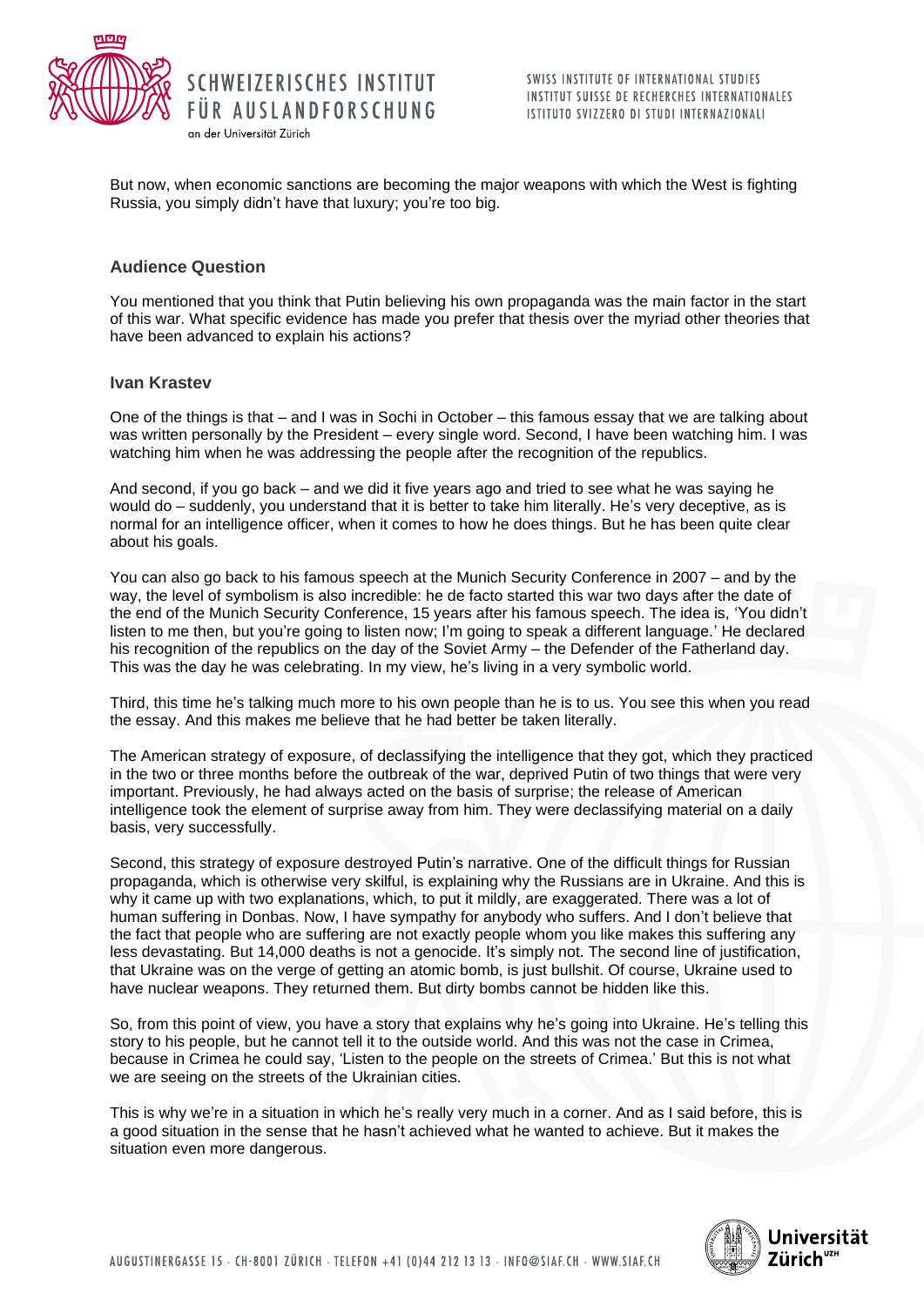But now, when economic sanctions are becoming the major weapons with which the West is fighting Russia, you simply didn't have that luxury; you're too big.

### Audience Question

You mentioned that you think that Putin believing his own propaganda was the main factor in the start of this war. What specific evidence has made you prefer that thesis over the myriad other theories that have been advanced to explain his actions?

### Ivan Krastev

One of the things is that – and I was in Sochi in October – this famous essay that we are talking about was written personally by the President – every single word. Second, I have been watching him. I was watching him when he was addressing the people after the recognition of the republics.

And second, if you go back – and we did it five years ago and tried to see what he was saying he would do – suddenly, you understand that it is better to take him literally. He's very deceptive, as is normal for an intelligence officer, when it comes to how he does things. But he has been quite clear about his goals.

You can also go back to his famous speech at the Munich Security Conference in 2007 – and by the way, the level of symbolism is also incredible: he de facto started this war two days after the date of the end of the Munich Security Conference, 15 years after his famous speech. The idea is, 'You didn't listen to me then, but you're going to listen now; I'm going to speak a different language.' He declared his recognition of the republics on the day of the Soviet Army – the Defender of the Fatherland day. This was the day he was celebrating. In my view, he's living in a very symbolic world.

Third, this time he's talking much more to his own people than he is to us. You see this when you read the essay. And this makes me believe that he had better be taken literally.

The American strategy of exposure, of declassifying the intelligence that they got, which they practiced in the two or three months before the outbreak of the war, deprived Putin of two things that were very important. Previously, he had always acted on the basis of surprise; the release of American intelligence took the element of surprise away from him. They were declassifying material on a daily basis, very successfully.

Second, this strategy of exposure destroyed Putin's narrative. One of the difficult things for Russian propaganda, which is otherwise very skilful, is explaining why the Russians are in Ukraine. And this is why it came up with two explanations, which, to put it mildly, are exaggerated. There was a lot of human suffering in Donbas. Now, I have sympathy for anybody who suffers. And I don't believe that the fact that people who are suffering are not exactly people whom you like makes this suffering any less devastating. But 14,000 deaths is not a genocide. It's simply not. The second line of justification, that Ukraine was on the verge of getting an atomic bomb, is just bullshit. Of course, Ukraine used to have nuclear weapons. They returned them. But dirty bombs cannot be hidden like this.

So, from this point of view, you have a story that explains why he's going into Ukraine. He's telling this story to his people, but he cannot tell it to the outside world. And this was not the case in Crimea, because in Crimea he could say, 'Listen to the people on the streets of Crimea.' But this is not what we are seeing on the streets of the Ukrainian cities.

This is why we're in a situation in which he's really very much in a corner. And as I said before, this is a good situation in the sense that he hasn't achieved what he wanted to achieve. But it makes the situation even more dangerous.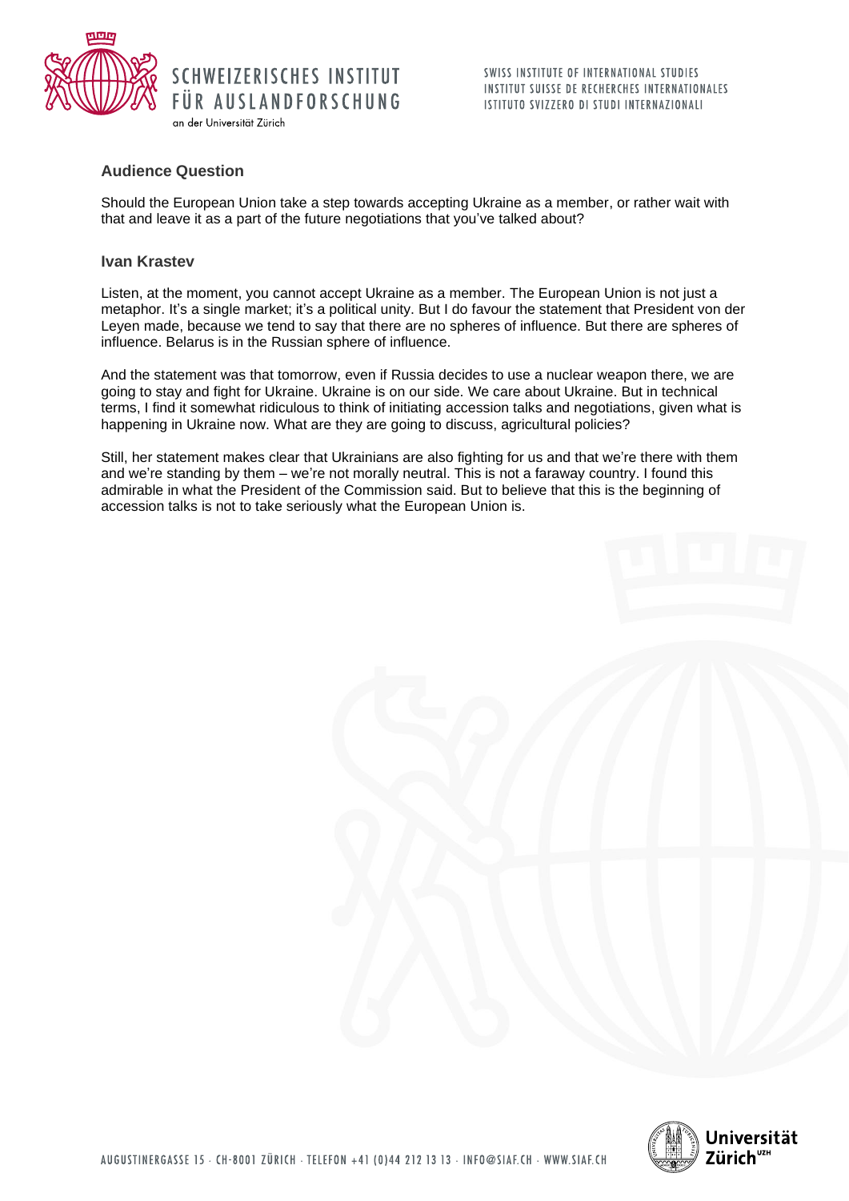**Audience Question**

Should the European Union take a step towards accepting Ukraine as a member, or rather wait with that and leave it as a part of the future negotiations that you've talked about?

**Ivan Krastev**

Listen, at the moment, you cannot accept Ukraine as a member. The European Union is not just a metaphor. It's a single market; it's a political unity. But I do favour the statement that President von der Leyen made, because we tend to say that there are no spheres of influence. But there are spheres of influence. Belarus is in the Russian sphere of influence.

And the statement was that tomorrow, even if Russia decides to use a nuclear weapon there, we are going to stay and fight for Ukraine. Ukraine is on our side. We care about Ukraine. But in technical terms, I find it somewhat ridiculous to think of initiating accession talks and negotiations, given what is happening in Ukraine now. What are they are going to discuss, agricultural policies?

Still, her statement makes clear that Ukrainians are also fighting for us and that we're there with them and we're standing by them – we're not morally neutral. This is not a faraway country. I found this admirable in what the President of the Commission said. But to believe that this is the beginning of accession talks is not to take seriously what the European Union is.